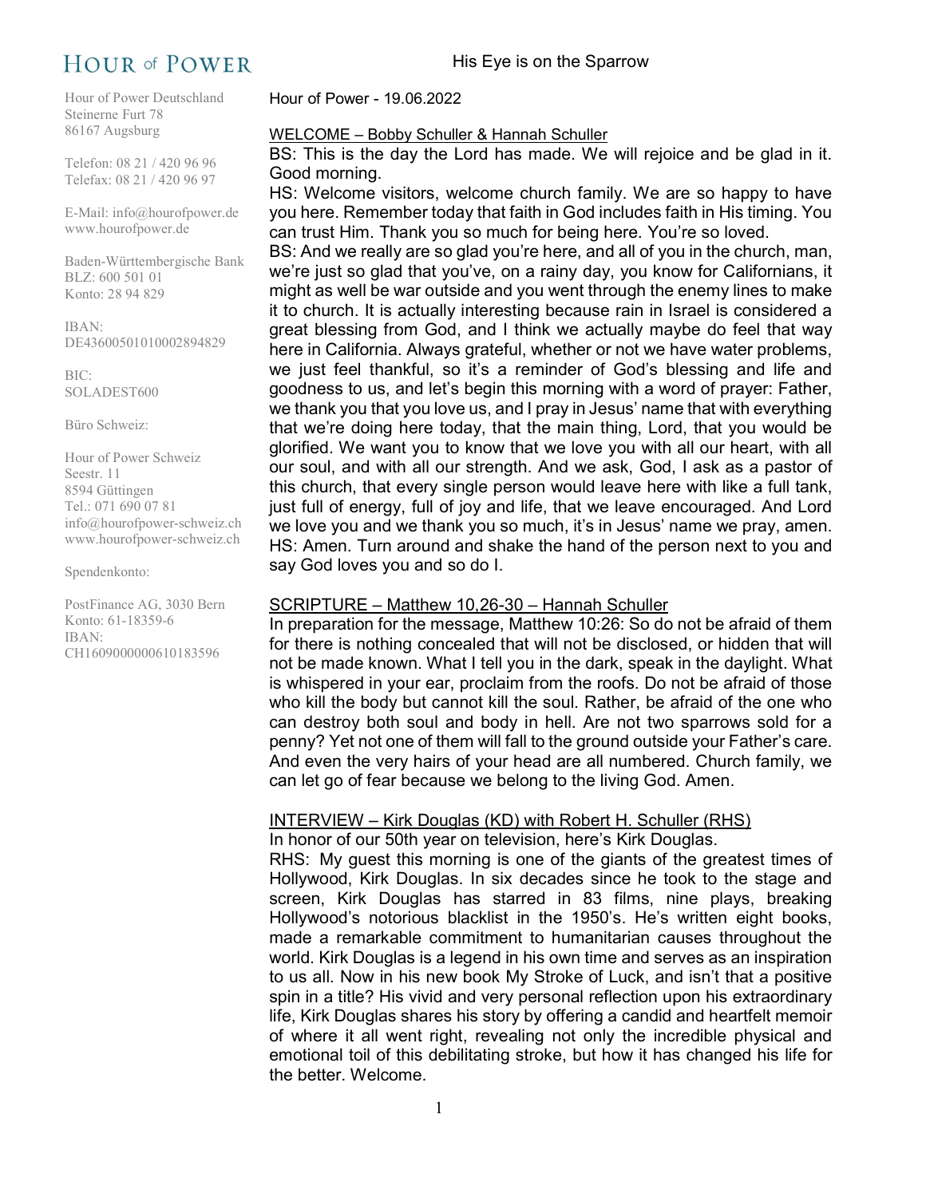# HOUR of POWER

His Eye is on the Sparrow

Hour of Power Deutschland
Steinerne Furt 78
86167 Augsburg

Telefon: 08 21 / 420 96 96
Telefax: 08 21 / 420 96 97

E-Mail: info@hourofpower.de
www.hourofpower.de

Baden-Württembergische Bank
BLZ: 600 501 01
Konto: 28 94 829

IBAN:
DE43600501010002894829

BIC:
SOLADEST600

Büro Schweiz:

Hour of Power Schweiz
Seestr. 11
8594 Güttingen
Tel.: 071 690 07 81
info@hourofpower-schweiz.ch
www.hourofpower-schweiz.ch

Spendenkonto:

PostFinance AG, 3030 Bern
Konto: 61-18359-6
IBAN:
CH1609000000610183596

Hour of Power - 19.06.2022

## WELCOME – Bobby Schuller & Hannah Schuller

BS: This is the day the Lord has made. We will rejoice and be glad in it. Good morning.

HS: Welcome visitors, welcome church family. We are so happy to have you here. Remember today that faith in God includes faith in His timing. You can trust Him. Thank you so much for being here. You're so loved.

BS: And we really are so glad you're here, and all of you in the church, man, we're just so glad that you've, on a rainy day, you know for Californians, it might as well be war outside and you went through the enemy lines to make it to church. It is actually interesting because rain in Israel is considered a great blessing from God, and I think we actually maybe do feel that way here in California. Always grateful, whether or not we have water problems, we just feel thankful, so it's a reminder of God's blessing and life and goodness to us, and let's begin this morning with a word of prayer: Father, we thank you that you love us, and I pray in Jesus' name that with everything that we're doing here today, that the main thing, Lord, that you would be glorified. We want you to know that we love you with all our heart, with all our soul, and with all our strength. And we ask, God, I ask as a pastor of this church, that every single person would leave here with like a full tank, just full of energy, full of joy and life, that we leave encouraged. And Lord we love you and we thank you so much, it's in Jesus' name we pray, amen.

HS: Amen. Turn around and shake the hand of the person next to you and say God loves you and so do I.

## SCRIPTURE – Matthew 10,26-30 – Hannah Schuller

In preparation for the message, Matthew 10:26: So do not be afraid of them for there is nothing concealed that will not be disclosed, or hidden that will not be made known. What I tell you in the dark, speak in the daylight. What is whispered in your ear, proclaim from the roofs. Do not be afraid of those who kill the body but cannot kill the soul. Rather, be afraid of the one who can destroy both soul and body in hell. Are not two sparrows sold for a penny? Yet not one of them will fall to the ground outside your Father's care. And even the very hairs of your head are all numbered. Church family, we can let go of fear because we belong to the living God. Amen.

## INTERVIEW – Kirk Douglas (KD) with Robert H. Schuller (RHS)

In honor of our 50th year on television, here's Kirk Douglas.

RHS: My guest this morning is one of the giants of the greatest times of Hollywood, Kirk Douglas. In six decades since he took to the stage and screen, Kirk Douglas has starred in 83 films, nine plays, breaking Hollywood's notorious blacklist in the 1950's. He's written eight books, made a remarkable commitment to humanitarian causes throughout the world. Kirk Douglas is a legend in his own time and serves as an inspiration to us all. Now in his new book My Stroke of Luck, and isn't that a positive spin in a title? His vivid and very personal reflection upon his extraordinary life, Kirk Douglas shares his story by offering a candid and heartfelt memoir of where it all went right, revealing not only the incredible physical and emotional toil of this debilitating stroke, but how it has changed his life for the better. Welcome.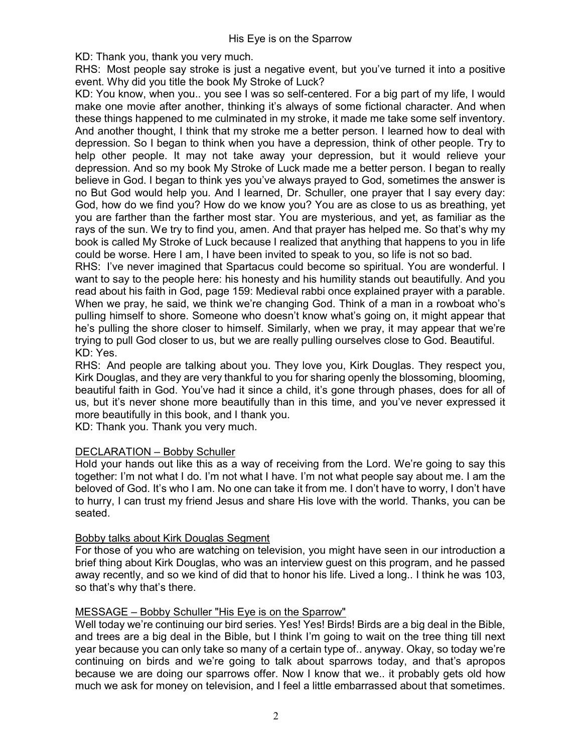KD: Thank you, thank you very much.

RHS: Most people say stroke is just a negative event, but you've turned it into a positive event. Why did you title the book My Stroke of Luck?

KD: You know, when you.. you see I was so self-centered. For a big part of my life, I would make one movie after another, thinking it's always of some fictional character. And when these things happened to me culminated in my stroke, it made me take some self inventory. And another thought, I think that my stroke me a better person. I learned how to deal with depression. So I began to think when you have a depression, think of other people. Try to help other people. It may not take away your depression, but it would relieve your depression. And so my book My Stroke of Luck made me a better person. I began to really believe in God. I began to think yes you've always prayed to God, sometimes the answer is no But God would help you. And I learned, Dr. Schuller, one prayer that I say every day: God, how do we find you? How do we know you? You are as close to us as breathing, yet you are farther than the farther most star. You are mysterious, and yet, as familiar as the rays of the sun. We try to find you, amen. And that prayer has helped me. So that's why my book is called My Stroke of Luck because I realized that anything that happens to you in life could be worse. Here I am, I have been invited to speak to you, so life is not so bad.

RHS: I've never imagined that Spartacus could become so spiritual. You are wonderful. I want to say to the people here: his honesty and his humility stands out beautifully. And you read about his faith in God, page 159: Medieval rabbi once explained prayer with a parable. When we pray, he said, we think we're changing God. Think of a man in a rowboat who's pulling himself to shore. Someone who doesn't know what's going on, it might appear that he's pulling the shore closer to himself. Similarly, when we pray, it may appear that we're trying to pull God closer to us, but we are really pulling ourselves close to God. Beautiful.

KD: Yes.

RHS: And people are talking about you. They love you, Kirk Douglas. They respect you, Kirk Douglas, and they are very thankful to you for sharing openly the blossoming, blooming, beautiful faith in God. You've had it since a child, it's gone through phases, does for all of us, but it's never shone more beautifully than in this time, and you've never expressed it more beautifully in this book, and I thank you.

KD: Thank you. Thank you very much.

## DECLARATION – Bobby Schuller

Hold your hands out like this as a way of receiving from the Lord. We're going to say this together: I'm not what I do. I'm not what I have. I'm not what people say about me. I am the beloved of God. It's who I am. No one can take it from me. I don't have to worry, I don't have to hurry, I can trust my friend Jesus and share His love with the world. Thanks, you can be seated.

## Bobby talks about Kirk Douglas Segment

For those of you who are watching on television, you might have seen in our introduction a brief thing about Kirk Douglas, who was an interview guest on this program, and he passed away recently, and so we kind of did that to honor his life. Lived a long.. I think he was 103, so that's why that's there.

## MESSAGE – Bobby Schuller "His Eye is on the Sparrow"

Well today we're continuing our bird series. Yes! Yes! Birds! Birds are a big deal in the Bible, and trees are a big deal in the Bible, but I think I'm going to wait on the tree thing till next year because you can only take so many of a certain type of.. anyway. Okay, so today we're continuing on birds and we're going to talk about sparrows today, and that's apropos because we are doing our sparrows offer. Now I know that we.. it probably gets old how much we ask for money on television, and I feel a little embarrassed about that sometimes.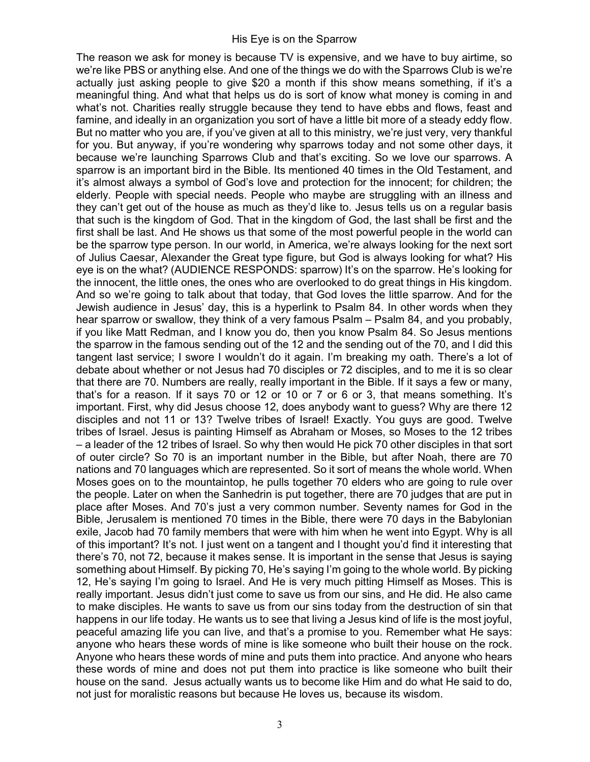The reason we ask for money is because TV is expensive, and we have to buy airtime, so we're like PBS or anything else. And one of the things we do with the Sparrows Club is we're actually just asking people to give $20 a month if this show means something, if it's a meaningful thing. And what that helps us do is sort of know what money is coming in and what's not. Charities really struggle because they tend to have ebbs and flows, feast and famine, and ideally in an organization you sort of have a little bit more of a steady eddy flow. But no matter who you are, if you've given at all to this ministry, we're just very, very thankful for you. But anyway, if you're wondering why sparrows today and not some other days, it because we're launching Sparrows Club and that's exciting. So we love our sparrows. A sparrow is an important bird in the Bible. Its mentioned 40 times in the Old Testament, and it's almost always a symbol of God's love and protection for the innocent; for children; the elderly. People with special needs. People who maybe are struggling with an illness and they can't get out of the house as much as they'd like to. Jesus tells us on a regular basis that such is the kingdom of God. That in the kingdom of God, the last shall be first and the first shall be last. And He shows us that some of the most powerful people in the world can be the sparrow type person. In our world, in America, we're always looking for the next sort of Julius Caesar, Alexander the Great type figure, but God is always looking for what? His eye is on the what? (AUDIENCE RESPONDS: sparrow) It's on the sparrow. He's looking for the innocent, the little ones, the ones who are overlooked to do great things in His kingdom. And so we're going to talk about that today, that God loves the little sparrow. And for the Jewish audience in Jesus' day, this is a hyperlink to Psalm 84. In other words when they hear sparrow or swallow, they think of a very famous Psalm – Psalm 84, and you probably, if you like Matt Redman, and I know you do, then you know Psalm 84. So Jesus mentions the sparrow in the famous sending out of the 12 and the sending out of the 70, and I did this tangent last service; I swore I wouldn't do it again. I'm breaking my oath. There's a lot of debate about whether or not Jesus had 70 disciples or 72 disciples, and to me it is so clear that there are 70. Numbers are really, really important in the Bible. If it says a few or many, that's for a reason. If it says 70 or 12 or 10 or 7 or 6 or 3, that means something. It's important. First, why did Jesus choose 12, does anybody want to guess? Why are there 12 disciples and not 11 or 13? Twelve tribes of Israel! Exactly. You guys are good. Twelve tribes of Israel. Jesus is painting Himself as Abraham or Moses, so Moses to the 12 tribes – a leader of the 12 tribes of Israel. So why then would He pick 70 other disciples in that sort of outer circle? So 70 is an important number in the Bible, but after Noah, there are 70 nations and 70 languages which are represented. So it sort of means the whole world. When Moses goes on to the mountaintop, he pulls together 70 elders who are going to rule over the people. Later on when the Sanhedrin is put together, there are 70 judges that are put in place after Moses. And 70's just a very common number. Seventy names for God in the Bible, Jerusalem is mentioned 70 times in the Bible, there were 70 days in the Babylonian exile, Jacob had 70 family members that were with him when he went into Egypt. Why is all of this important? It's not. I just went on a tangent and I thought you'd find it interesting that there's 70, not 72, because it makes sense. It is important in the sense that Jesus is saying something about Himself. By picking 70, He's saying I'm going to the whole world. By picking 12, He's saying I'm going to Israel. And He is very much pitting Himself as Moses. This is really important. Jesus didn't just come to save us from our sins, and He did. He also came to make disciples. He wants to save us from our sins today from the destruction of sin that happens in our life today. He wants us to see that living a Jesus kind of life is the most joyful, peaceful amazing life you can live, and that's a promise to you. Remember what He says: anyone who hears these words of mine is like someone who built their house on the rock. Anyone who hears these words of mine and puts them into practice. And anyone who hears these words of mine and does not put them into practice is like someone who built their house on the sand. Jesus actually wants us to become like Him and do what He said to do, not just for moralistic reasons but because He loves us, because its wisdom.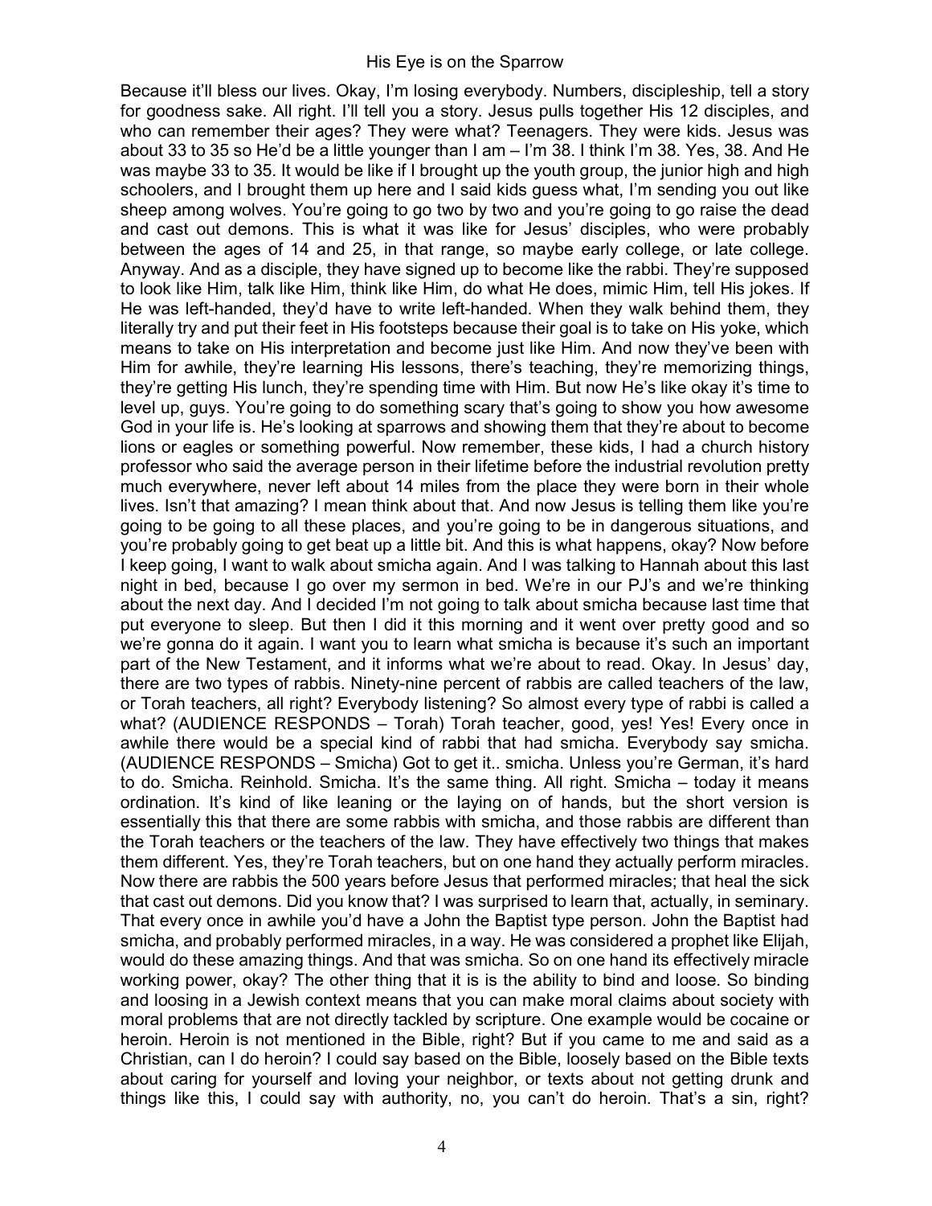Because it'll bless our lives. Okay, I'm losing everybody. Numbers, discipleship, tell a story for goodness sake. All right. I'll tell you a story. Jesus pulls together His 12 disciples, and who can remember their ages? They were what? Teenagers. They were kids. Jesus was about 33 to 35 so He'd be a little younger than I am – I'm 38. I think I'm 38. Yes, 38. And He was maybe 33 to 35. It would be like if I brought up the youth group, the junior high and high schoolers, and I brought them up here and I said kids guess what, I'm sending you out like sheep among wolves. You're going to go two by two and you're going to go raise the dead and cast out demons. This is what it was like for Jesus' disciples, who were probably between the ages of 14 and 25, in that range, so maybe early college, or late college. Anyway. And as a disciple, they have signed up to become like the rabbi. They're supposed to look like Him, talk like Him, think like Him, do what He does, mimic Him, tell His jokes. If He was left-handed, they'd have to write left-handed. When they walk behind them, they literally try and put their feet in His footsteps because their goal is to take on His yoke, which means to take on His interpretation and become just like Him. And now they've been with Him for awhile, they're learning His lessons, there's teaching, they're memorizing things, they're getting His lunch, they're spending time with Him. But now He's like okay it's time to level up, guys. You're going to do something scary that's going to show you how awesome God in your life is. He's looking at sparrows and showing them that they're about to become lions or eagles or something powerful. Now remember, these kids, I had a church history professor who said the average person in their lifetime before the industrial revolution pretty much everywhere, never left about 14 miles from the place they were born in their whole lives. Isn't that amazing? I mean think about that. And now Jesus is telling them like you're going to be going to all these places, and you're going to be in dangerous situations, and you're probably going to get beat up a little bit. And this is what happens, okay? Now before I keep going, I want to walk about smicha again. And I was talking to Hannah about this last night in bed, because I go over my sermon in bed. We're in our PJ's and we're thinking about the next day. And I decided I'm not going to talk about smicha because last time that put everyone to sleep. But then I did it this morning and it went over pretty good and so we're gonna do it again. I want you to learn what smicha is because it's such an important part of the New Testament, and it informs what we're about to read. Okay. In Jesus' day, there are two types of rabbis. Ninety-nine percent of rabbis are called teachers of the law, or Torah teachers, all right? Everybody listening? So almost every type of rabbi is called a what? (AUDIENCE RESPONDS – Torah) Torah teacher, good, yes! Yes! Every once in awhile there would be a special kind of rabbi that had smicha. Everybody say smicha. (AUDIENCE RESPONDS – Smicha) Got to get it.. smicha. Unless you're German, it's hard to do. Smicha. Reinhold. Smicha. It's the same thing. All right. Smicha – today it means ordination. It's kind of like leaning or the laying on of hands, but the short version is essentially this that there are some rabbis with smicha, and those rabbis are different than the Torah teachers or the teachers of the law. They have effectively two things that makes them different. Yes, they're Torah teachers, but on one hand they actually perform miracles. Now there are rabbis the 500 years before Jesus that performed miracles; that heal the sick that cast out demons. Did you know that? I was surprised to learn that, actually, in seminary. That every once in awhile you'd have a John the Baptist type person. John the Baptist had smicha, and probably performed miracles, in a way. He was considered a prophet like Elijah, would do these amazing things. And that was smicha. So on one hand its effectively miracle working power, okay? The other thing that it is is the ability to bind and loose. So binding and loosing in a Jewish context means that you can make moral claims about society with moral problems that are not directly tackled by scripture. One example would be cocaine or heroin. Heroin is not mentioned in the Bible, right? But if you came to me and said as a Christian, can I do heroin? I could say based on the Bible, loosely based on the Bible texts about caring for yourself and loving your neighbor, or texts about not getting drunk and things like this, I could say with authority, no, you can't do heroin. That's a sin, right?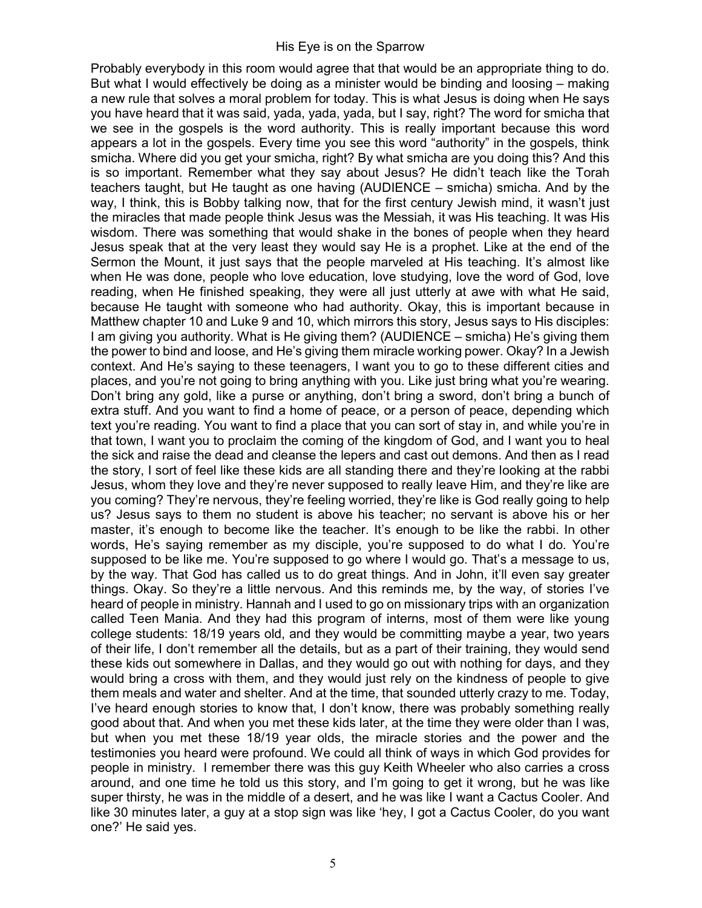Probably everybody in this room would agree that that would be an appropriate thing to do. But what I would effectively be doing as a minister would be binding and loosing – making a new rule that solves a moral problem for today. This is what Jesus is doing when He says you have heard that it was said, yada, yada, yada, but I say, right? The word for smicha that we see in the gospels is the word authority. This is really important because this word appears a lot in the gospels. Every time you see this word "authority" in the gospels, think smicha. Where did you get your smicha, right? By what smicha are you doing this? And this is so important. Remember what they say about Jesus? He didn't teach like the Torah teachers taught, but He taught as one having (AUDIENCE – smicha) smicha. And by the way, I think, this is Bobby talking now, that for the first century Jewish mind, it wasn't just the miracles that made people think Jesus was the Messiah, it was His teaching. It was His wisdom. There was something that would shake in the bones of people when they heard Jesus speak that at the very least they would say He is a prophet. Like at the end of the Sermon the Mount, it just says that the people marveled at His teaching. It's almost like when He was done, people who love education, love studying, love the word of God, love reading, when He finished speaking, they were all just utterly at awe with what He said, because He taught with someone who had authority. Okay, this is important because in Matthew chapter 10 and Luke 9 and 10, which mirrors this story, Jesus says to His disciples: I am giving you authority. What is He giving them? (AUDIENCE – smicha) He's giving them the power to bind and loose, and He's giving them miracle working power. Okay? In a Jewish context. And He's saying to these teenagers, I want you to go to these different cities and places, and you're not going to bring anything with you. Like just bring what you're wearing. Don't bring any gold, like a purse or anything, don't bring a sword, don't bring a bunch of extra stuff. And you want to find a home of peace, or a person of peace, depending which text you're reading. You want to find a place that you can sort of stay in, and while you're in that town, I want you to proclaim the coming of the kingdom of God, and I want you to heal the sick and raise the dead and cleanse the lepers and cast out demons. And then as I read the story, I sort of feel like these kids are all standing there and they're looking at the rabbi Jesus, whom they love and they're never supposed to really leave Him, and they're like are you coming? They're nervous, they're feeling worried, they're like is God really going to help us? Jesus says to them no student is above his teacher; no servant is above his or her master, it's enough to become like the teacher. It's enough to be like the rabbi. In other words, He's saying remember as my disciple, you're supposed to do what I do. You're supposed to be like me. You're supposed to go where I would go. That's a message to us, by the way. That God has called us to do great things. And in John, it'll even say greater things. Okay. So they're a little nervous. And this reminds me, by the way, of stories I've heard of people in ministry. Hannah and I used to go on missionary trips with an organization called Teen Mania. And they had this program of interns, most of them were like young college students: 18/19 years old, and they would be committing maybe a year, two years of their life, I don't remember all the details, but as a part of their training, they would send these kids out somewhere in Dallas, and they would go out with nothing for days, and they would bring a cross with them, and they would just rely on the kindness of people to give them meals and water and shelter. And at the time, that sounded utterly crazy to me. Today, I've heard enough stories to know that, I don't know, there was probably something really good about that. And when you met these kids later, at the time they were older than I was, but when you met these 18/19 year olds, the miracle stories and the power and the testimonies you heard were profound. We could all think of ways in which God provides for people in ministry. I remember there was this guy Keith Wheeler who also carries a cross around, and one time he told us this story, and I'm going to get it wrong, but he was like super thirsty, he was in the middle of a desert, and he was like I want a Cactus Cooler. And like 30 minutes later, a guy at a stop sign was like 'hey, I got a Cactus Cooler, do you want one?' He said yes.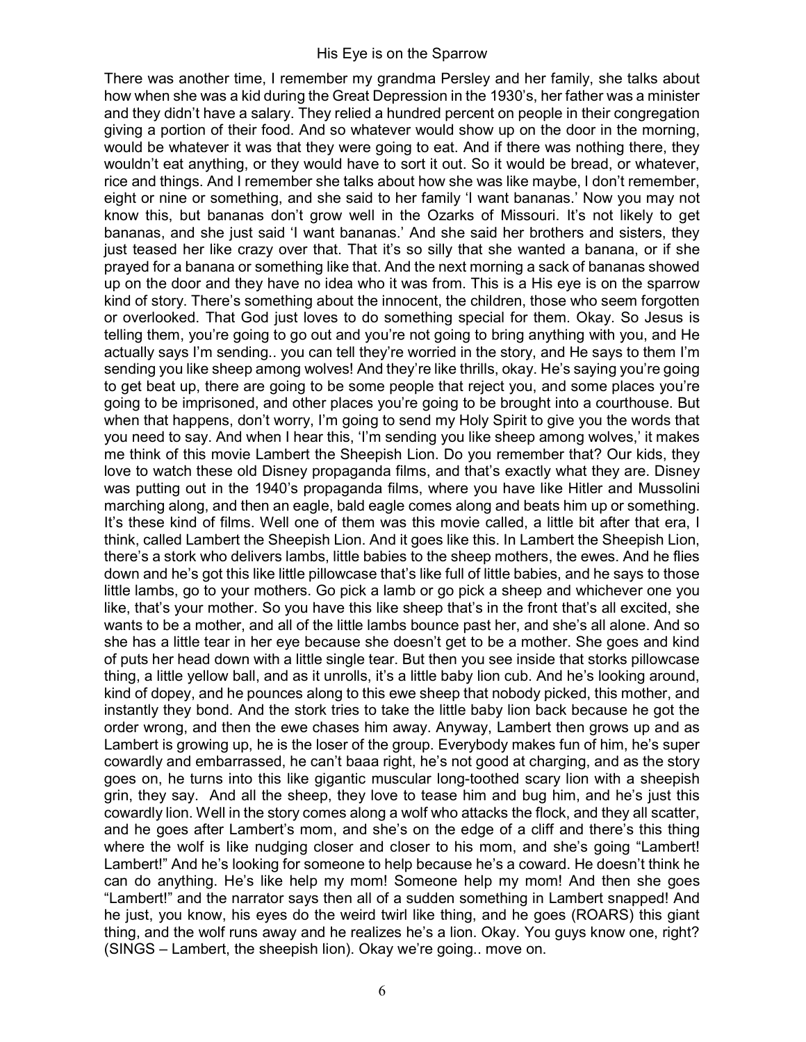There was another time, I remember my grandma Persley and her family, she talks about how when she was a kid during the Great Depression in the 1930's, her father was a minister and they didn't have a salary. They relied a hundred percent on people in their congregation giving a portion of their food. And so whatever would show up on the door in the morning, would be whatever it was that they were going to eat. And if there was nothing there, they wouldn't eat anything, or they would have to sort it out. So it would be bread, or whatever, rice and things. And I remember she talks about how she was like maybe, I don't remember, eight or nine or something, and she said to her family 'I want bananas.' Now you may not know this, but bananas don't grow well in the Ozarks of Missouri. It's not likely to get bananas, and she just said 'I want bananas.' And she said her brothers and sisters, they just teased her like crazy over that. That it's so silly that she wanted a banana, or if she prayed for a banana or something like that. And the next morning a sack of bananas showed up on the door and they have no idea who it was from. This is a His eye is on the sparrow kind of story. There's something about the innocent, the children, those who seem forgotten or overlooked. That God just loves to do something special for them. Okay. So Jesus is telling them, you're going to go out and you're not going to bring anything with you, and He actually says I'm sending.. you can tell they're worried in the story, and He says to them I'm sending you like sheep among wolves! And they're like thrills, okay. He's saying you're going to get beat up, there are going to be some people that reject you, and some places you're going to be imprisoned, and other places you're going to be brought into a courthouse. But when that happens, don't worry, I'm going to send my Holy Spirit to give you the words that you need to say. And when I hear this, 'I'm sending you like sheep among wolves,' it makes me think of this movie Lambert the Sheepish Lion. Do you remember that? Our kids, they love to watch these old Disney propaganda films, and that's exactly what they are. Disney was putting out in the 1940's propaganda films, where you have like Hitler and Mussolini marching along, and then an eagle, bald eagle comes along and beats him up or something. It's these kind of films. Well one of them was this movie called, a little bit after that era, I think, called Lambert the Sheepish Lion. And it goes like this. In Lambert the Sheepish Lion, there's a stork who delivers lambs, little babies to the sheep mothers, the ewes. And he flies down and he's got this like little pillowcase that's like full of little babies, and he says to those little lambs, go to your mothers. Go pick a lamb or go pick a sheep and whichever one you like, that's your mother. So you have this like sheep that's in the front that's all excited, she wants to be a mother, and all of the little lambs bounce past her, and she's all alone. And so she has a little tear in her eye because she doesn't get to be a mother. She goes and kind of puts her head down with a little single tear. But then you see inside that storks pillowcase thing, a little yellow ball, and as it unrolls, it's a little baby lion cub. And he's looking around, kind of dopey, and he pounces along to this ewe sheep that nobody picked, this mother, and instantly they bond. And the stork tries to take the little baby lion back because he got the order wrong, and then the ewe chases him away. Anyway, Lambert then grows up and as Lambert is growing up, he is the loser of the group. Everybody makes fun of him, he's super cowardly and embarrassed, he can't baaa right, he's not good at charging, and as the story goes on, he turns into this like gigantic muscular long-toothed scary lion with a sheepish grin, they say. And all the sheep, they love to tease him and bug him, and he's just this cowardly lion. Well in the story comes along a wolf who attacks the flock, and they all scatter, and he goes after Lambert's mom, and she's on the edge of a cliff and there's this thing where the wolf is like nudging closer and closer to his mom, and she's going "Lambert! Lambert!" And he's looking for someone to help because he's a coward. He doesn't think he can do anything. He's like help my mom! Someone help my mom! And then she goes "Lambert!" and the narrator says then all of a sudden something in Lambert snapped! And he just, you know, his eyes do the weird twirl like thing, and he goes (ROARS) this giant thing, and the wolf runs away and he realizes he's a lion. Okay. You guys know one, right? (SINGS – Lambert, the sheepish lion). Okay we're going.. move on.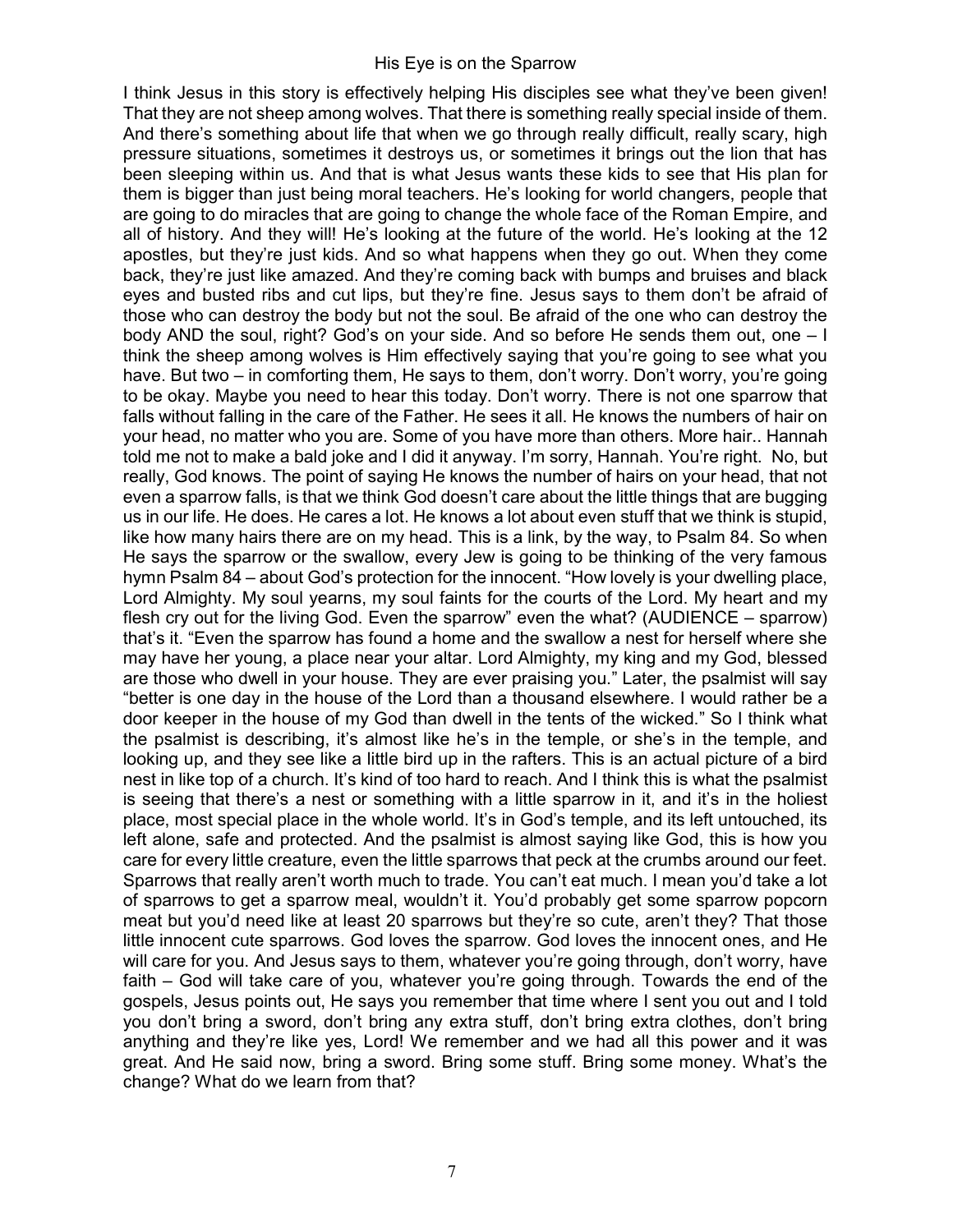I think Jesus in this story is effectively helping His disciples see what they've been given! That they are not sheep among wolves. That there is something really special inside of them. And there's something about life that when we go through really difficult, really scary, high pressure situations, sometimes it destroys us, or sometimes it brings out the lion that has been sleeping within us. And that is what Jesus wants these kids to see that His plan for them is bigger than just being moral teachers. He's looking for world changers, people that are going to do miracles that are going to change the whole face of the Roman Empire, and all of history. And they will! He's looking at the future of the world. He's looking at the 12 apostles, but they're just kids. And so what happens when they go out. When they come back, they're just like amazed. And they're coming back with bumps and bruises and black eyes and busted ribs and cut lips, but they're fine. Jesus says to them don't be afraid of those who can destroy the body but not the soul. Be afraid of the one who can destroy the body AND the soul, right? God's on your side. And so before He sends them out, one – I think the sheep among wolves is Him effectively saying that you're going to see what you have. But two – in comforting them, He says to them, don't worry. Don't worry, you're going to be okay. Maybe you need to hear this today. Don't worry. There is not one sparrow that falls without falling in the care of the Father. He sees it all. He knows the numbers of hair on your head, no matter who you are. Some of you have more than others. More hair.. Hannah told me not to make a bald joke and I did it anyway. I'm sorry, Hannah. You're right. No, but really, God knows. The point of saying He knows the number of hairs on your head, that not even a sparrow falls, is that we think God doesn't care about the little things that are bugging us in our life. He does. He cares a lot. He knows a lot about even stuff that we think is stupid, like how many hairs there are on my head. This is a link, by the way, to Psalm 84. So when He says the sparrow or the swallow, every Jew is going to be thinking of the very famous hymn Psalm 84 – about God's protection for the innocent. "How lovely is your dwelling place, Lord Almighty. My soul yearns, my soul faints for the courts of the Lord. My heart and my flesh cry out for the living God. Even the sparrow" even the what? (AUDIENCE – sparrow) that's it. "Even the sparrow has found a home and the swallow a nest for herself where she may have her young, a place near your altar. Lord Almighty, my king and my God, blessed are those who dwell in your house. They are ever praising you." Later, the psalmist will say "better is one day in the house of the Lord than a thousand elsewhere. I would rather be a door keeper in the house of my God than dwell in the tents of the wicked." So I think what the psalmist is describing, it's almost like he's in the temple, or she's in the temple, and looking up, and they see like a little bird up in the rafters. This is an actual picture of a bird nest in like top of a church. It's kind of too hard to reach. And I think this is what the psalmist is seeing that there's a nest or something with a little sparrow in it, and it's in the holiest place, most special place in the whole world. It's in God's temple, and its left untouched, its left alone, safe and protected. And the psalmist is almost saying like God, this is how you care for every little creature, even the little sparrows that peck at the crumbs around our feet. Sparrows that really aren't worth much to trade. You can't eat much. I mean you'd take a lot of sparrows to get a sparrow meal, wouldn't it. You'd probably get some sparrow popcorn meat but you'd need like at least 20 sparrows but they're so cute, aren't they? That those little innocent cute sparrows. God loves the sparrow. God loves the innocent ones, and He will care for you. And Jesus says to them, whatever you're going through, don't worry, have faith – God will take care of you, whatever you're going through. Towards the end of the gospels, Jesus points out, He says you remember that time where I sent you out and I told you don't bring a sword, don't bring any extra stuff, don't bring extra clothes, don't bring anything and they're like yes, Lord! We remember and we had all this power and it was great. And He said now, bring a sword. Bring some stuff. Bring some money. What's the change? What do we learn from that?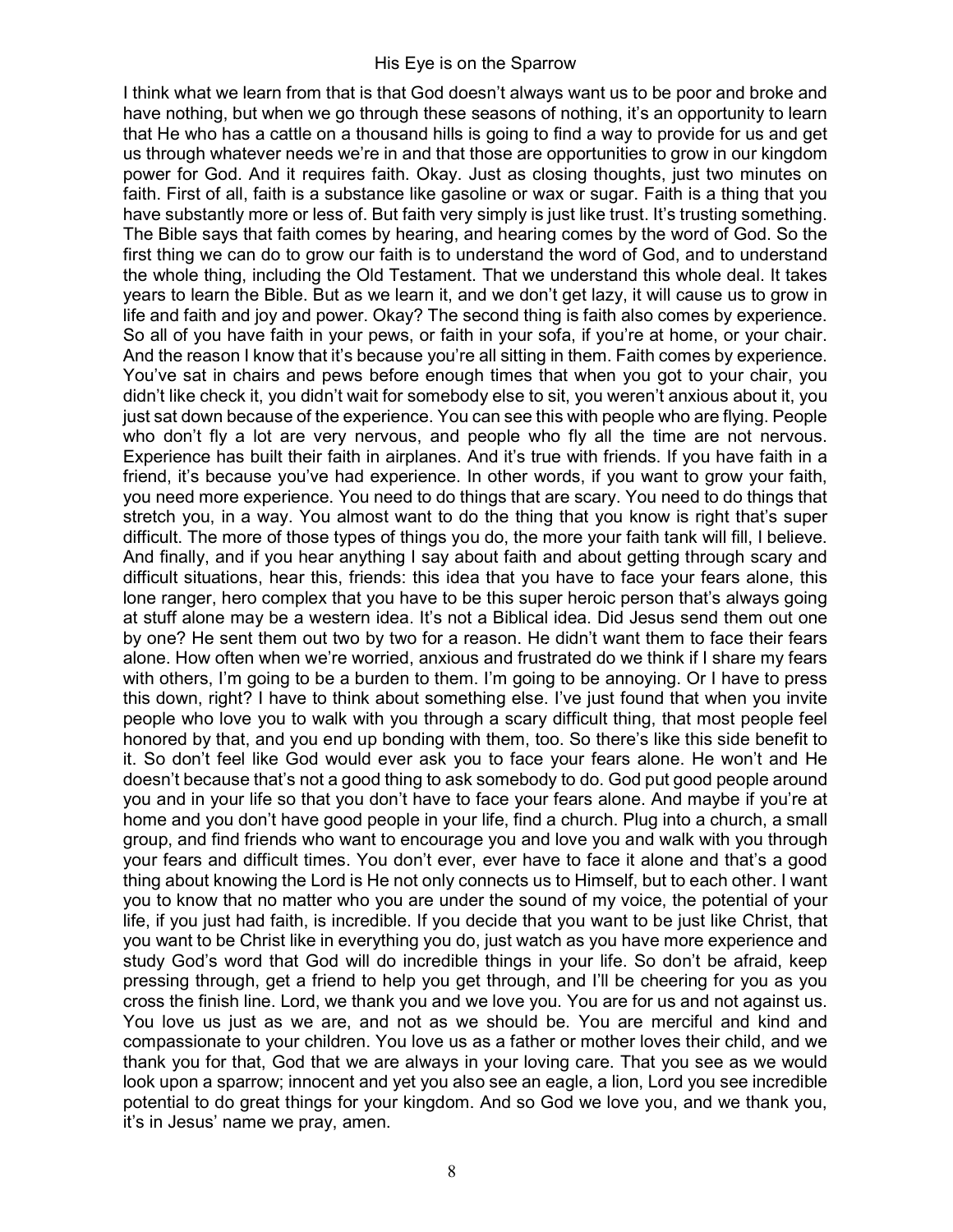I think what we learn from that is that God doesn't always want us to be poor and broke and have nothing, but when we go through these seasons of nothing, it's an opportunity to learn that He who has a cattle on a thousand hills is going to find a way to provide for us and get us through whatever needs we're in and that those are opportunities to grow in our kingdom power for God. And it requires faith. Okay. Just as closing thoughts, just two minutes on faith. First of all, faith is a substance like gasoline or wax or sugar. Faith is a thing that you have substantly more or less of. But faith very simply is just like trust. It's trusting something. The Bible says that faith comes by hearing, and hearing comes by the word of God. So the first thing we can do to grow our faith is to understand the word of God, and to understand the whole thing, including the Old Testament. That we understand this whole deal. It takes years to learn the Bible. But as we learn it, and we don't get lazy, it will cause us to grow in life and faith and joy and power. Okay? The second thing is faith also comes by experience. So all of you have faith in your pews, or faith in your sofa, if you're at home, or your chair. And the reason I know that it's because you're all sitting in them. Faith comes by experience. You've sat in chairs and pews before enough times that when you got to your chair, you didn't like check it, you didn't wait for somebody else to sit, you weren't anxious about it, you just sat down because of the experience. You can see this with people who are flying. People who don't fly a lot are very nervous, and people who fly all the time are not nervous. Experience has built their faith in airplanes. And it's true with friends. If you have faith in a friend, it's because you've had experience. In other words, if you want to grow your faith, you need more experience. You need to do things that are scary. You need to do things that stretch you, in a way. You almost want to do the thing that you know is right that's super difficult. The more of those types of things you do, the more your faith tank will fill, I believe. And finally, and if you hear anything I say about faith and about getting through scary and difficult situations, hear this, friends: this idea that you have to face your fears alone, this lone ranger, hero complex that you have to be this super heroic person that's always going at stuff alone may be a western idea. It's not a Biblical idea. Did Jesus send them out one by one? He sent them out two by two for a reason. He didn't want them to face their fears alone. How often when we're worried, anxious and frustrated do we think if I share my fears with others, I'm going to be a burden to them. I'm going to be annoying. Or I have to press this down, right? I have to think about something else. I've just found that when you invite people who love you to walk with you through a scary difficult thing, that most people feel honored by that, and you end up bonding with them, too. So there's like this side benefit to it. So don't feel like God would ever ask you to face your fears alone. He won't and He doesn't because that's not a good thing to ask somebody to do. God put good people around you and in your life so that you don't have to face your fears alone. And maybe if you're at home and you don't have good people in your life, find a church. Plug into a church, a small group, and find friends who want to encourage you and love you and walk with you through your fears and difficult times. You don't ever, ever have to face it alone and that's a good thing about knowing the Lord is He not only connects us to Himself, but to each other. I want you to know that no matter who you are under the sound of my voice, the potential of your life, if you just had faith, is incredible. If you decide that you want to be just like Christ, that you want to be Christ like in everything you do, just watch as you have more experience and study God's word that God will do incredible things in your life. So don't be afraid, keep pressing through, get a friend to help you get through, and I'll be cheering for you as you cross the finish line. Lord, we thank you and we love you. You are for us and not against us. You love us just as we are, and not as we should be. You are merciful and kind and compassionate to your children. You love us as a father or mother loves their child, and we thank you for that, God that we are always in your loving care. That you see as we would look upon a sparrow; innocent and yet you also see an eagle, a lion, Lord you see incredible potential to do great things for your kingdom. And so God we love you, and we thank you, it's in Jesus' name we pray, amen.